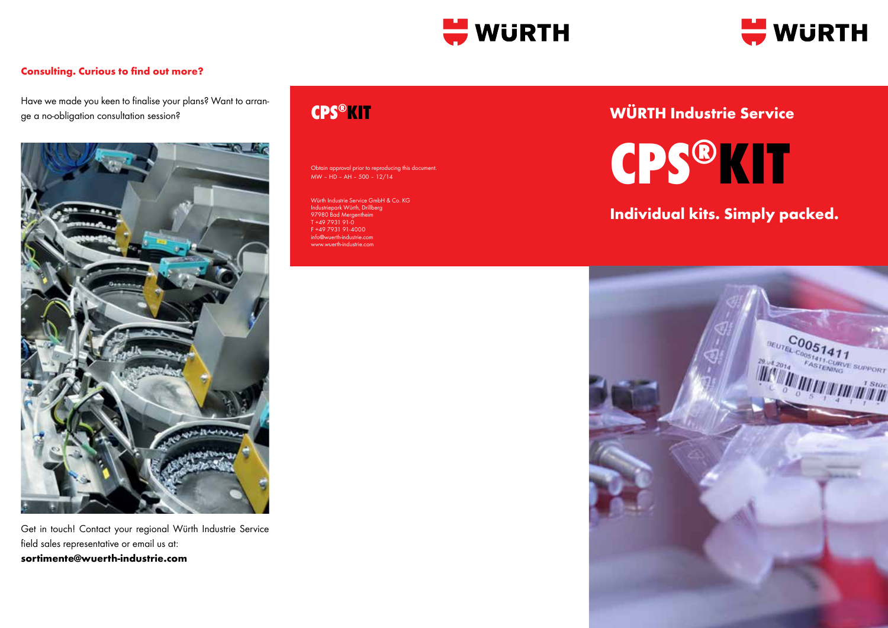**Consulting. Curious to find out more?**

Have we made you keen to finalise your plans? Want to arrange a no-obligation consultation session?

Get in touch! Contact your regional Würth Industrie Service field sales representative or email us at:
**sortimente@wuerth-industrie.com**

WÜRTH

## CPS®KIT

Obtain approval prior to reproducing this document.
MW – HD – AH – 500 – 12/14

Würth Industrie Service GmbH & Co. KG
Industriepark Würth, Drillberg
97980 Bad Mergentheim
T +49 7931 91-0
F +49 7931 91-4000
info@wuerth-industrie.com
www.wuerth-industrie.com

WÜRTH

## WÜRTH Industrie Service

# CPS®KIT

## Individual kits. Simply packed.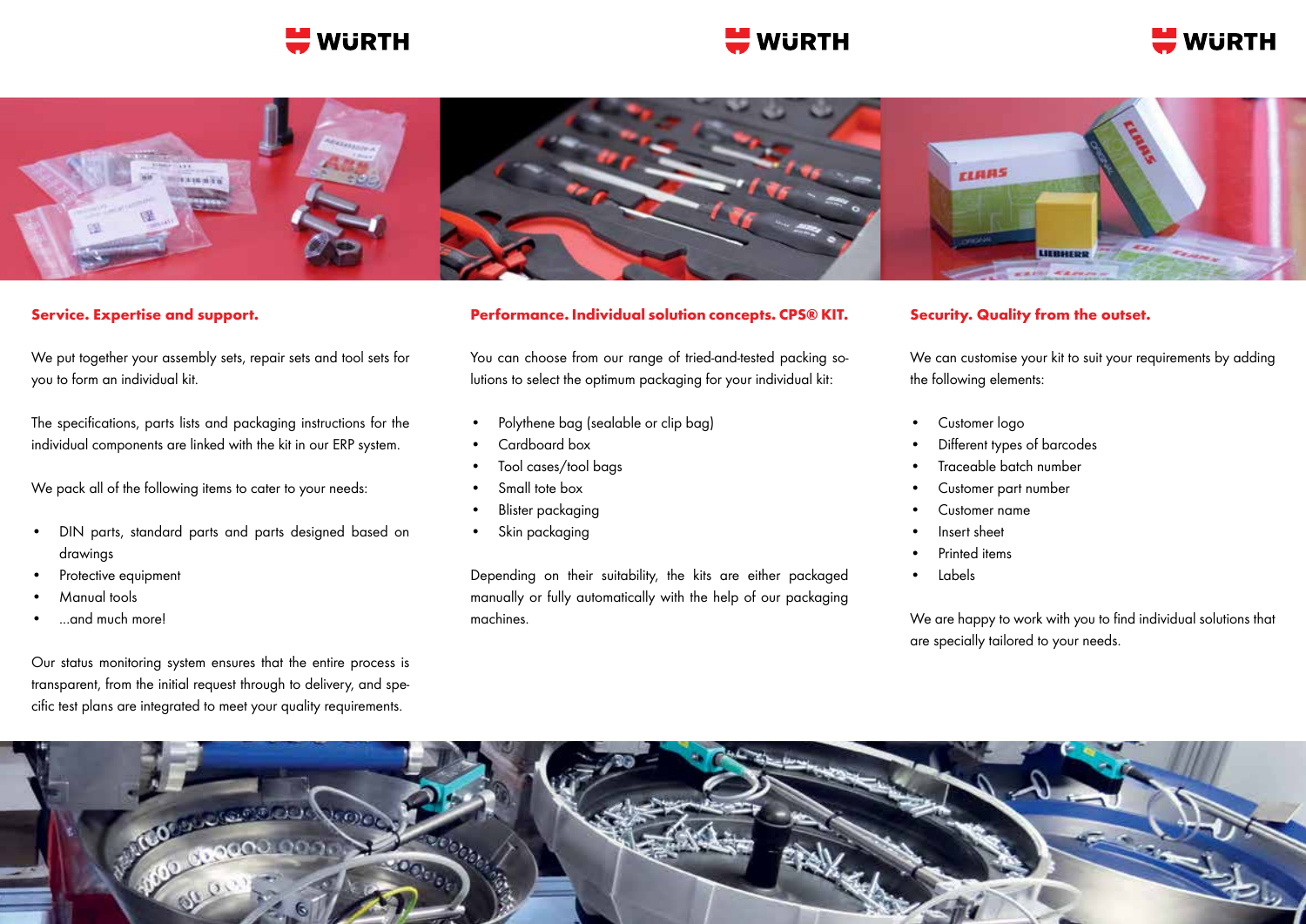### Service. Expertise and support.

We put together your assembly sets, repair sets and tool sets for you to form an individual kit.

The specifications, parts lists and packaging instructions for the individual components are linked with the kit in our ERP system.

We pack all of the following items to cater to your needs:

- DIN parts, standard parts and parts designed based on drawings
- Protective equipment
- Manual tools
- ...and much more!

Our status monitoring system ensures that the entire process is transparent, from the initial request through to delivery, and specific test plans are integrated to meet your quality requirements.

### Performance. Individual solution concepts. CPS® KIT.

You can choose from our range of tried-and-tested packing solutions to select the optimum packaging for your individual kit:

- Polythene bag (sealable or clip bag)
- Cardboard box
- Tool cases/tool bags
- Small tote box
- Blister packaging
- Skin packaging

Depending on their suitability, the kits are either packaged manually or fully automatically with the help of our packaging machines.

### Security. Quality from the outset.

We can customise your kit to suit your requirements by adding the following elements:

- Customer logo
- Different types of barcodes
- Traceable batch number
- Customer part number
- Customer name
- Insert sheet
- Printed items
- Labels

We are happy to work with you to find individual solutions that are specially tailored to your needs.